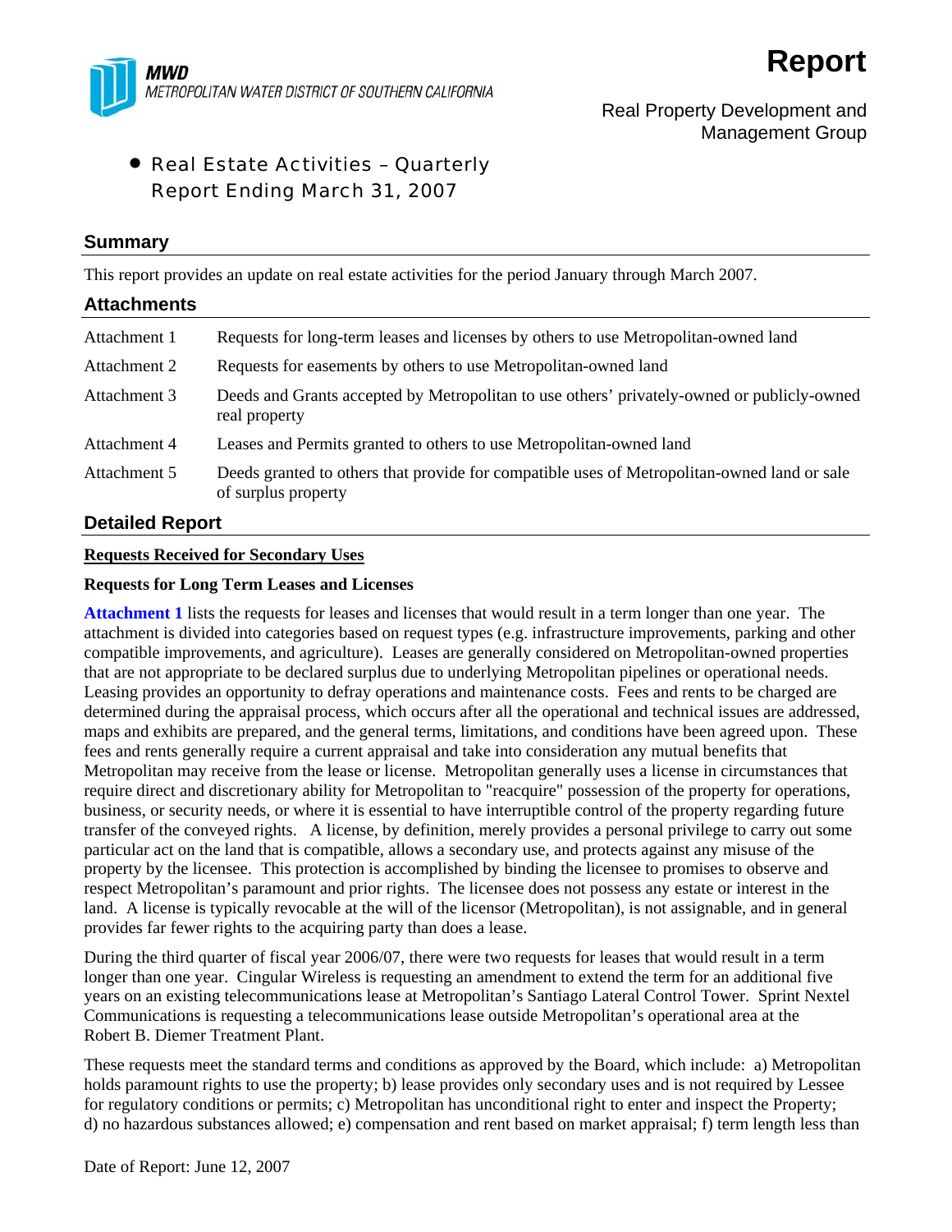**MWD**
METROPOLITAN WATER DISTRICT OF SOUTHERN CALIFORNIA

# Report

Real Property Development and Management Group

- Real Estate Activities – Quarterly Report Ending March 31, 2007

## Summary

This report provides an update on real estate activities for the period January through March 2007.

## Attachments

| | |
|---|---|
| Attachment 1 | Requests for long-term leases and licenses by others to use Metropolitan-owned land |
| Attachment 2 | Requests for easements by others to use Metropolitan-owned land |
| Attachment 3 | Deeds and Grants accepted by Metropolitan to use others' privately-owned or publicly-owned real property |
| Attachment 4 | Leases and Permits granted to others to use Metropolitan-owned land |
| Attachment 5 | Deeds granted to others that provide for compatible uses of Metropolitan-owned land or sale of surplus property |

## Detailed Report

**Requests Received for Secondary Uses**

**Requests for Long Term Leases and Licenses**

**Attachment 1** lists the requests for leases and licenses that would result in a term longer than one year. The attachment is divided into categories based on request types (e.g. infrastructure improvements, parking and other compatible improvements, and agriculture). Leases are generally considered on Metropolitan-owned properties that are not appropriate to be declared surplus due to underlying Metropolitan pipelines or operational needs. Leasing provides an opportunity to defray operations and maintenance costs. Fees and rents to be charged are determined during the appraisal process, which occurs after all the operational and technical issues are addressed, maps and exhibits are prepared, and the general terms, limitations, and conditions have been agreed upon. These fees and rents generally require a current appraisal and take into consideration any mutual benefits that Metropolitan may receive from the lease or license. Metropolitan generally uses a license in circumstances that require direct and discretionary ability for Metropolitan to "reacquire" possession of the property for operations, business, or security needs, or where it is essential to have interruptible control of the property regarding future transfer of the conveyed rights. A license, by definition, merely provides a personal privilege to carry out some particular act on the land that is compatible, allows a secondary use, and protects against any misuse of the property by the licensee. This protection is accomplished by binding the licensee to promises to observe and respect Metropolitan's paramount and prior rights. The licensee does not possess any estate or interest in the land. A license is typically revocable at the will of the licensor (Metropolitan), is not assignable, and in general provides far fewer rights to the acquiring party than does a lease.

During the third quarter of fiscal year 2006/07, there were two requests for leases that would result in a term longer than one year. Cingular Wireless is requesting an amendment to extend the term for an additional five years on an existing telecommunications lease at Metropolitan's Santiago Lateral Control Tower. Sprint Nextel Communications is requesting a telecommunications lease outside Metropolitan's operational area at the Robert B. Diemer Treatment Plant.

These requests meet the standard terms and conditions as approved by the Board, which include: a) Metropolitan holds paramount rights to use the property; b) lease provides only secondary uses and is not required by Lessee for regulatory conditions or permits; c) Metropolitan has unconditional right to enter and inspect the Property; d) no hazardous substances allowed; e) compensation and rent based on market appraisal; f) term length less than

Date of Report: June 12, 2007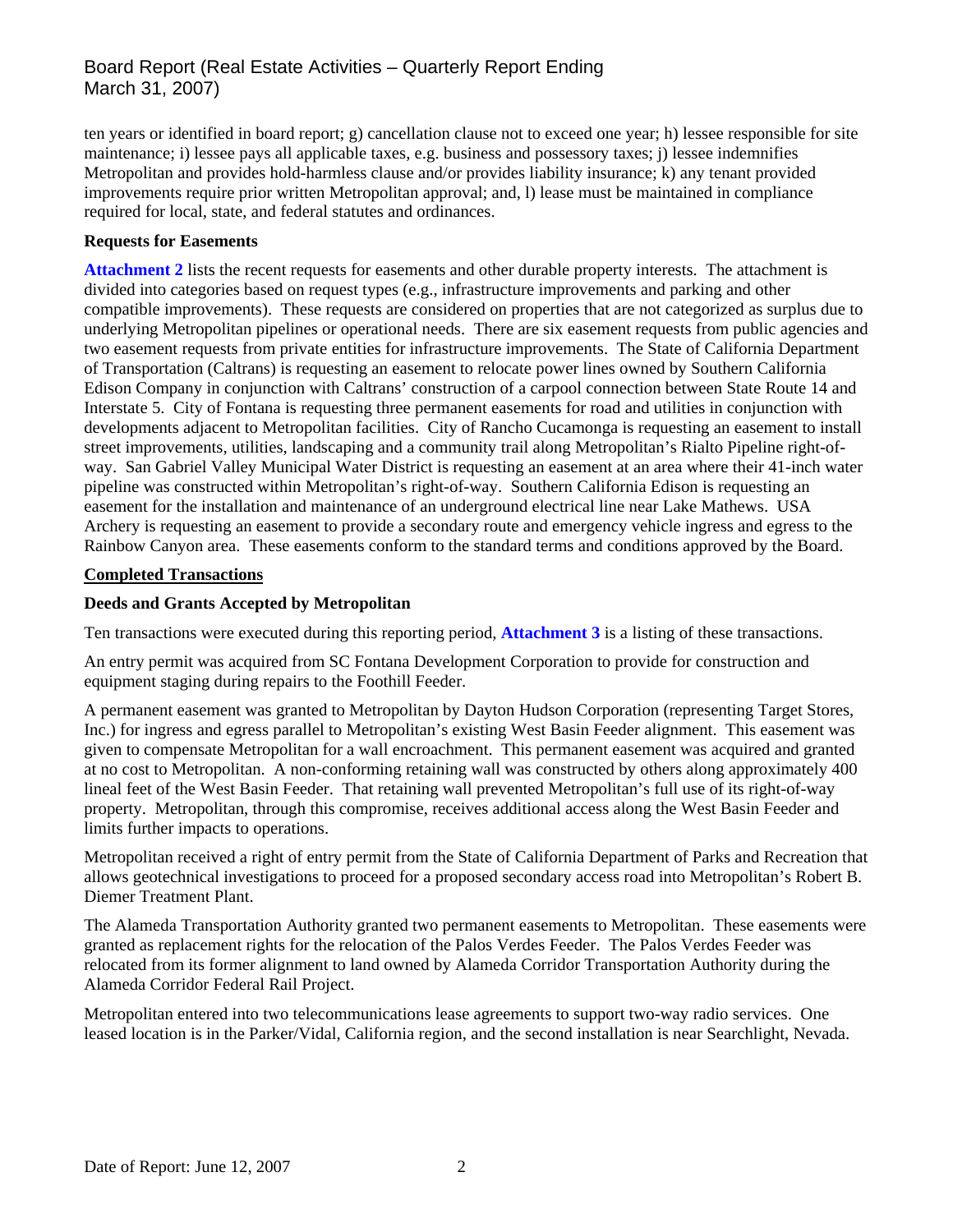ten years or identified in board report; g) cancellation clause not to exceed one year; h) lessee responsible for site maintenance; i) lessee pays all applicable taxes, e.g. business and possessory taxes; j) lessee indemnifies Metropolitan and provides hold-harmless clause and/or provides liability insurance; k) any tenant provided improvements require prior written Metropolitan approval; and, l) lease must be maintained in compliance required for local, state, and federal statutes and ordinances.

**Requests for Easements**

**Attachment 2** lists the recent requests for easements and other durable property interests. The attachment is divided into categories based on request types (e.g., infrastructure improvements and parking and other compatible improvements). These requests are considered on properties that are not categorized as surplus due to underlying Metropolitan pipelines or operational needs. There are six easement requests from public agencies and two easement requests from private entities for infrastructure improvements. The State of California Department of Transportation (Caltrans) is requesting an easement to relocate power lines owned by Southern California Edison Company in conjunction with Caltrans' construction of a carpool connection between State Route 14 and Interstate 5. City of Fontana is requesting three permanent easements for road and utilities in conjunction with developments adjacent to Metropolitan facilities. City of Rancho Cucamonga is requesting an easement to install street improvements, utilities, landscaping and a community trail along Metropolitan's Rialto Pipeline right-of-way. San Gabriel Valley Municipal Water District is requesting an easement at an area where their 41-inch water pipeline was constructed within Metropolitan's right-of-way. Southern California Edison is requesting an easement for the installation and maintenance of an underground electrical line near Lake Mathews. USA Archery is requesting an easement to provide a secondary route and emergency vehicle ingress and egress to the Rainbow Canyon area. These easements conform to the standard terms and conditions approved by the Board.

**Completed Transactions**

**Deeds and Grants Accepted by Metropolitan**

Ten transactions were executed during this reporting period, **Attachment 3** is a listing of these transactions.

An entry permit was acquired from SC Fontana Development Corporation to provide for construction and equipment staging during repairs to the Foothill Feeder.

A permanent easement was granted to Metropolitan by Dayton Hudson Corporation (representing Target Stores, Inc.) for ingress and egress parallel to Metropolitan's existing West Basin Feeder alignment. This easement was given to compensate Metropolitan for a wall encroachment. This permanent easement was acquired and granted at no cost to Metropolitan. A non-conforming retaining wall was constructed by others along approximately 400 lineal feet of the West Basin Feeder. That retaining wall prevented Metropolitan's full use of its right-of-way property. Metropolitan, through this compromise, receives additional access along the West Basin Feeder and limits further impacts to operations.

Metropolitan received a right of entry permit from the State of California Department of Parks and Recreation that allows geotechnical investigations to proceed for a proposed secondary access road into Metropolitan's Robert B. Diemer Treatment Plant.

The Alameda Transportation Authority granted two permanent easements to Metropolitan. These easements were granted as replacement rights for the relocation of the Palos Verdes Feeder. The Palos Verdes Feeder was relocated from its former alignment to land owned by Alameda Corridor Transportation Authority during the Alameda Corridor Federal Rail Project.

Metropolitan entered into two telecommunications lease agreements to support two-way radio services. One leased location is in the Parker/Vidal, California region, and the second installation is near Searchlight, Nevada.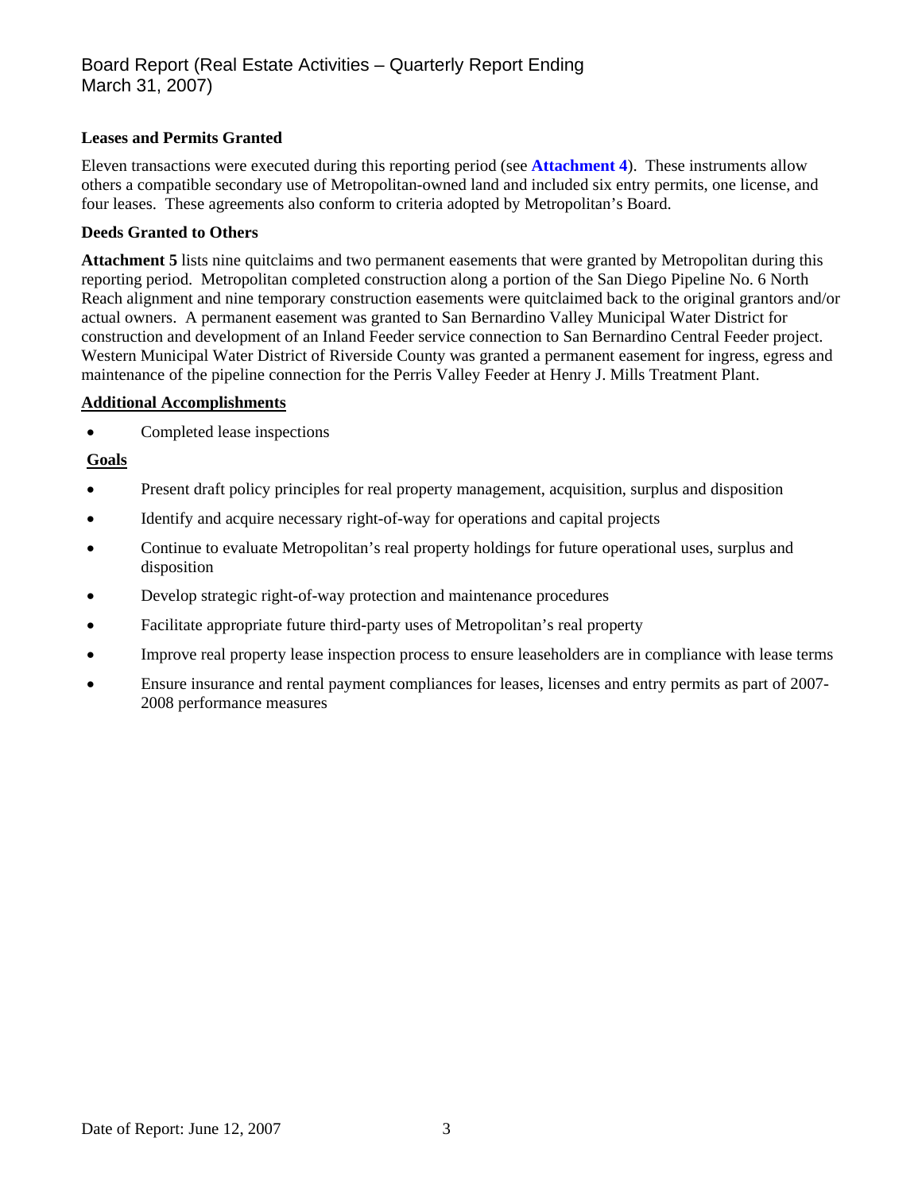**Leases and Permits Granted**

Eleven transactions were executed during this reporting period (see **Attachment 4**). These instruments allow others a compatible secondary use of Metropolitan-owned land and included six entry permits, one license, and four leases. These agreements also conform to criteria adopted by Metropolitan's Board.

**Deeds Granted to Others**

**Attachment 5** lists nine quitclaims and two permanent easements that were granted by Metropolitan during this reporting period. Metropolitan completed construction along a portion of the San Diego Pipeline No. 6 North Reach alignment and nine temporary construction easements were quitclaimed back to the original grantors and/or actual owners. A permanent easement was granted to San Bernardino Valley Municipal Water District for construction and development of an Inland Feeder service connection to San Bernardino Central Feeder project. Western Municipal Water District of Riverside County was granted a permanent easement for ingress, egress and maintenance of the pipeline connection for the Perris Valley Feeder at Henry J. Mills Treatment Plant.

**Additional Accomplishments**

- Completed lease inspections

**Goals**

- Present draft policy principles for real property management, acquisition, surplus and disposition
- Identify and acquire necessary right-of-way for operations and capital projects
- Continue to evaluate Metropolitan's real property holdings for future operational uses, surplus and disposition
- Develop strategic right-of-way protection and maintenance procedures
- Facilitate appropriate future third-party uses of Metropolitan's real property
- Improve real property lease inspection process to ensure leaseholders are in compliance with lease terms
- Ensure insurance and rental payment compliances for leases, licenses and entry permits as part of 2007-2008 performance measures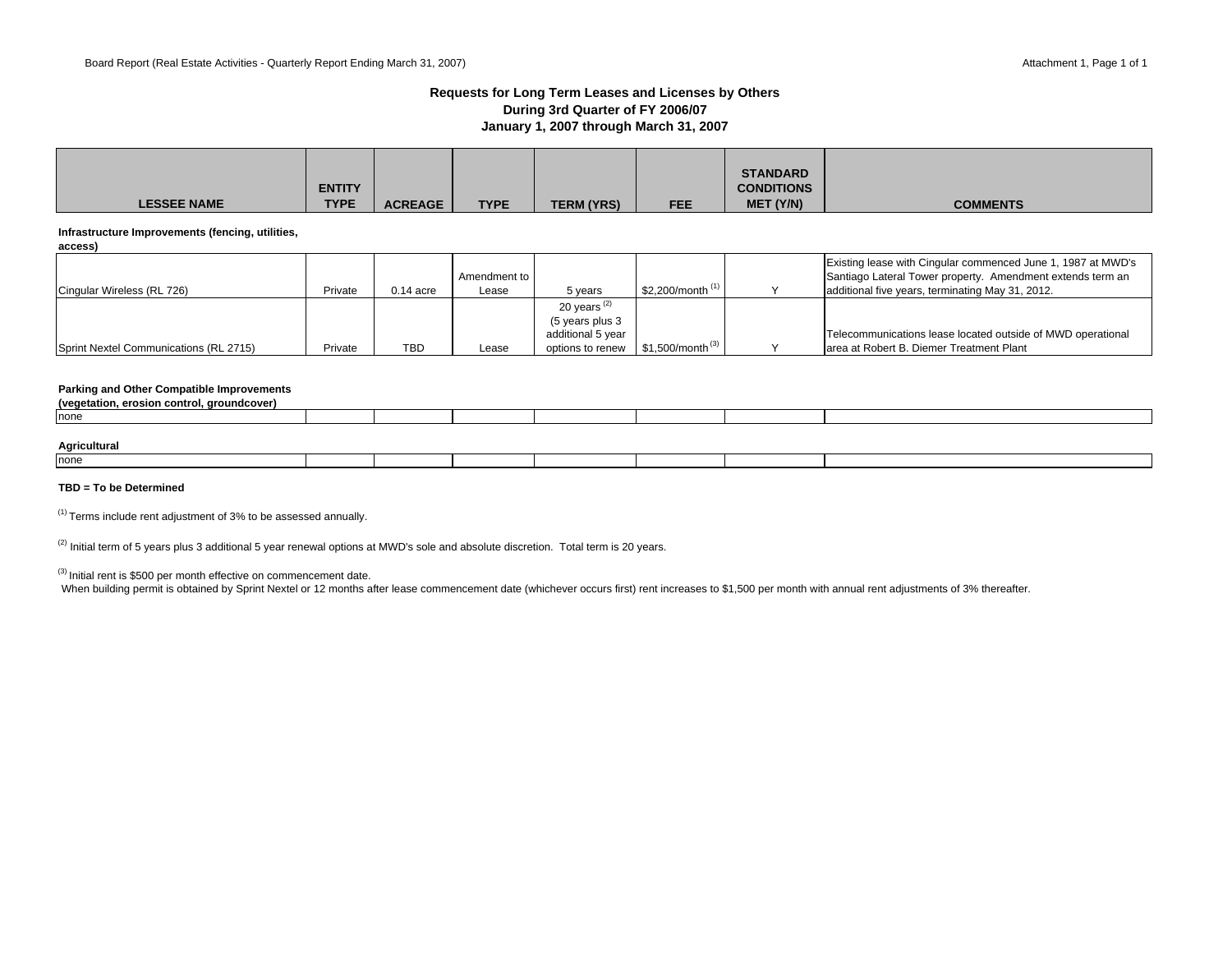## Requests for Long Term Leases and Licenses by Others
## During 3rd Quarter of FY 2006/07
## January 1, 2007 through March 31, 2007

| LESSEE NAME | ENTITY TYPE | ACREAGE | TYPE | TERM (YRS) | FEE | STANDARD CONDITIONS MET (Y/N) | COMMENTS |
|---|---|---|---|---|---|---|---|
| **Infrastructure Improvements (fencing, utilities, access)** | | | | | | | |
| Cingular Wireless (RL 726) | Private | 0.14 acre | Amendment to Lease | 5 years | $2,200/month [1] | Y | Existing lease with Cingular commenced June 1, 1987 at MWD's Santiago Lateral Tower property. Amendment extends term an additional five years, terminating May 31, 2012. |
| Sprint Nextel Communications (RL 2715) | Private | TBD | Lease | 20 years [2] (5 years plus 3 additional 5 year options to renew | $1,500/month [3] | Y | Telecommunications lease located outside of MWD operational area at Robert B. Diemer Treatment Plant |
| **Parking and Other Compatible Improvements (vegetation, erosion control, groundcover)** | | | | | | | |
| none | | | | | | | |
| **Agricultural** | | | | | | | |
| none | | | | | | | |

**TBD = To be Determined**

[1] Terms include rent adjustment of 3% to be assessed annually.

[2] Initial term of 5 years plus 3 additional 5 year renewal options at MWD's sole and absolute discretion. Total term is 20 years.

[3] Initial rent is $500 per month effective on commencement date.
When building permit is obtained by Sprint Nextel or 12 months after lease commencement date (whichever occurs first) rent increases to $1,500 per month with annual rent adjustments of 3% thereafter.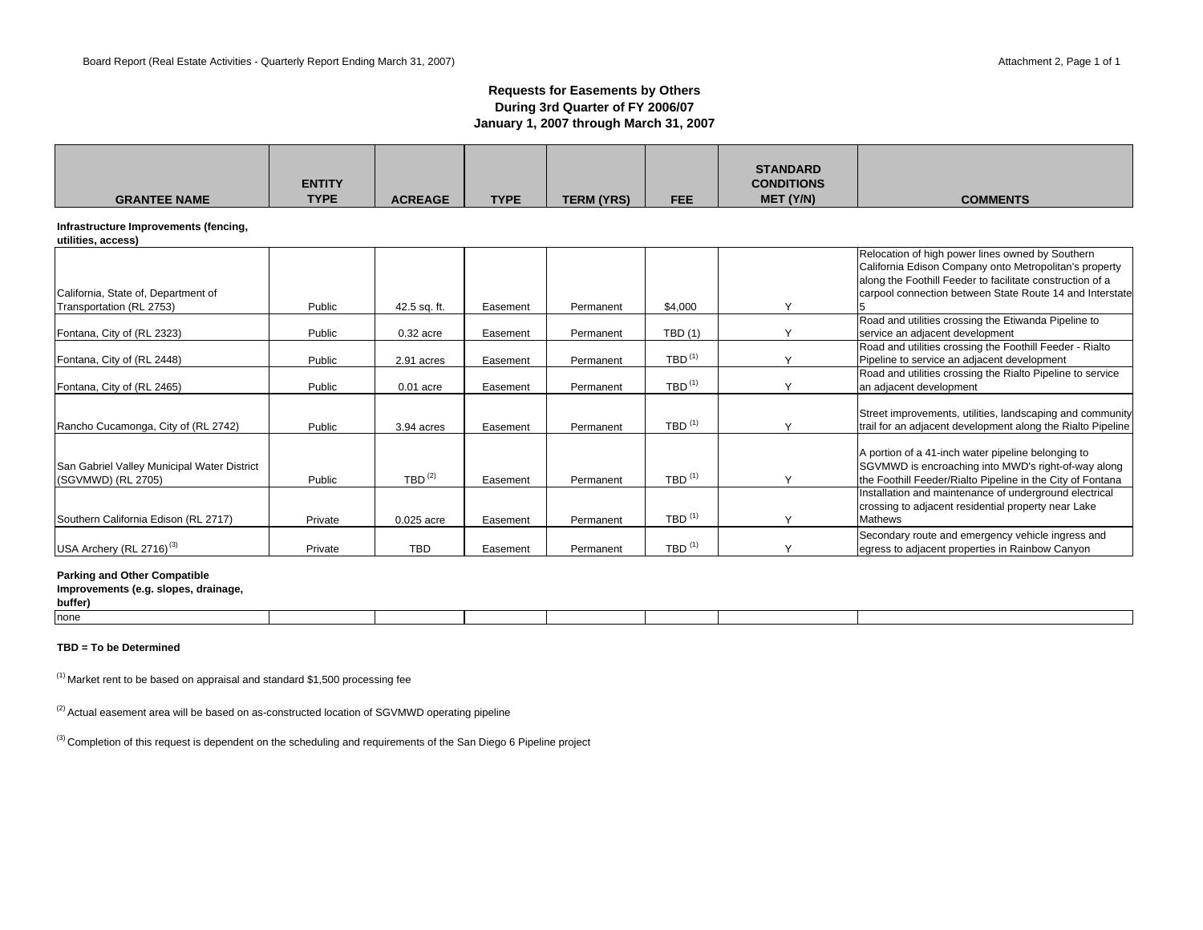## Requests for Easements by Others
## During 3rd Quarter of FY 2006/07
## January 1, 2007 through March 31, 2007

| GRANTEE NAME | ENTITY TYPE | ACREAGE | TYPE | TERM (YRS) | FEE | STANDARD CONDITIONS MET (Y/N) | COMMENTS |
|---|---|---|---|---|---|---|---|
| **Infrastructure Improvements (fencing, utilities, access)** | | | | | | | |
| California, State of, Department of Transportation (RL 2753) | Public | 42.5 sq. ft. | Easement | Permanent | $4,000 | Y | Relocation of high power lines owned by Southern California Edison Company onto Metropolitan's property along the Foothill Feeder to facilitate construction of a carpool connection between State Route 14 and Interstate 5 |
| Fontana, City of (RL 2323) | Public | 0.32 acre | Easement | Permanent | TBD (1) | Y | Road and utilities crossing the Etiwanda Pipeline to service an adjacent development |
| Fontana, City of (RL 2448) | Public | 2.91 acres | Easement | Permanent | TBD [(1)] | Y | Road and utilities crossing the Foothill Feeder - Rialto Pipeline to service an adjacent development |
| Fontana, City of (RL 2465) | Public | 0.01 acre | Easement | Permanent | TBD [(1)] | Y | Road and utilities crossing the Rialto Pipeline to service an adjacent development |
| Rancho Cucamonga, City of (RL 2742) | Public | 3.94 acres | Easement | Permanent | TBD [(1)] | Y | Street improvements, utilities, landscaping and community trail for an adjacent development along the Rialto Pipeline |
| San Gabriel Valley Municipal Water District (SGVMWD) (RL 2705) | Public | TBD [(2)] | Easement | Permanent | TBD [(1)] | Y | A portion of a 41-inch water pipeline belonging to SGVMWD is encroaching into MWD's right-of-way along the Foothill Feeder/Rialto Pipeline in the City of Fontana |
| Southern California Edison (RL 2717) | Private | 0.025 acre | Easement | Permanent | TBD [(1)] | Y | Installation and maintenance of underground electrical crossing to adjacent residential property near Lake Mathews |
| USA Archery (RL 2716) [(3)] | Private | TBD | Easement | Permanent | TBD [(1)] | Y | Secondary route and emergency vehicle ingress and egress to adjacent properties in Rainbow Canyon |
| **Parking and Other Compatible Improvements (e.g. slopes, drainage, buffer)** | | | | | | | |
| none | | | | | | | |

**TBD = To be Determined**

[(1)] Market rent to be based on appraisal and standard $1,500 processing fee

[(2)] Actual easement area will be based on as-constructed location of SGVMWD operating pipeline

[(3)] Completion of this request is dependent on the scheduling and requirements of the San Diego 6 Pipeline project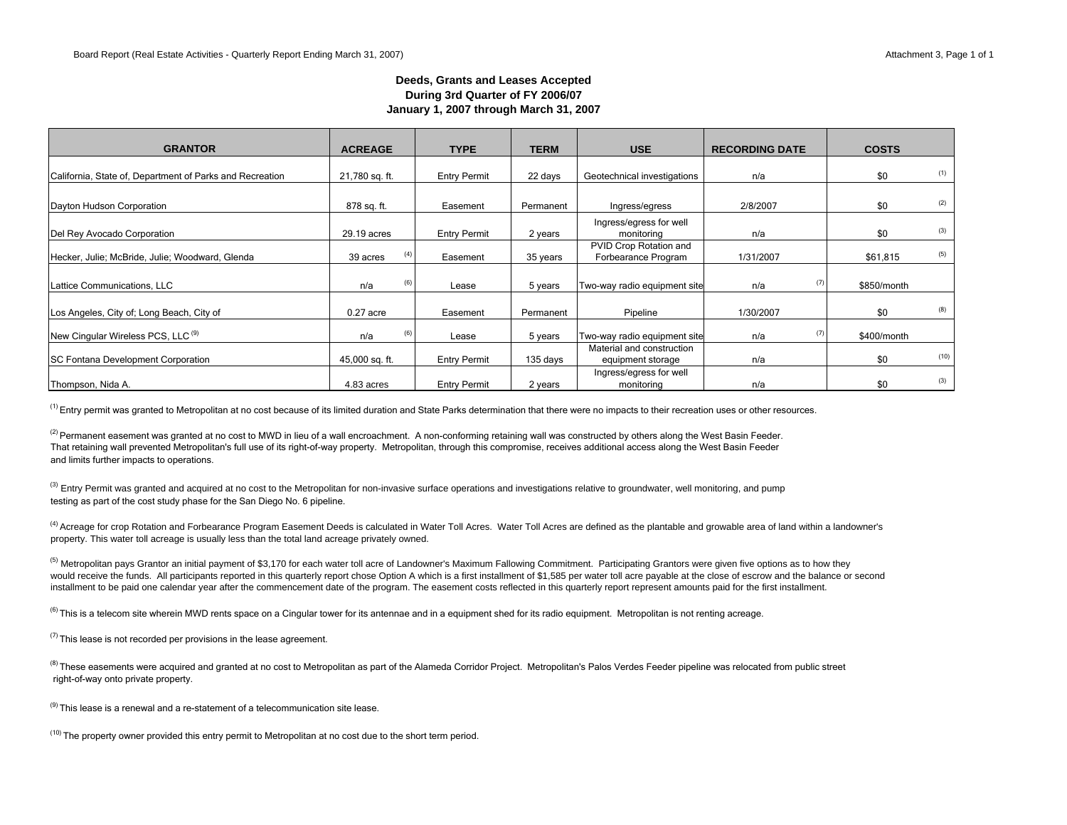# Deeds, Grants and Leases Accepted
## During 3rd Quarter of FY 2006/07
## January 1, 2007 through March 31, 2007

| GRANTOR | ACREAGE | TYPE | TERM | USE | RECORDING DATE | COSTS |
|---|---|---|---|---|---|---|
| California, State of, Department of Parks and Recreation | 21,780 sq. ft. | Entry Permit | 22 days | Geotechnical investigations | n/a | $0 [1] |
| Dayton Hudson Corporation | 878 sq. ft. | Easement | Permanent | Ingress/egress | 2/8/2007 | $0 [2] |
| Del Rey Avocado Corporation | 29.19 acres | Entry Permit | 2 years | Ingress/egress for well monitoring | n/a | $0 [3] |
| Hecker, Julie; McBride, Julie; Woodward, Glenda | 39 acres [4] | Easement | 35 years | PVID Crop Rotation and Forbearance Program | 1/31/2007 | $61,815 [5] |
| Lattice Communications, LLC | n/a [6] | Lease | 5 years | Two-way radio equipment site | n/a [7] | $850/month |
| Los Angeles, City of; Long Beach, City of | 0.27 acre | Easement | Permanent | Pipeline | 1/30/2007 | $0 [8] |
| New Cingular Wireless PCS, LLC [9] | n/a [6] | Lease | 5 years | Two-way radio equipment site | n/a [7] | $400/month |
| SC Fontana Development Corporation | 45,000 sq. ft. | Entry Permit | 135 days | Material and construction equipment storage | n/a | $0 [10] |
| Thompson, Nida A. | 4.83 acres | Entry Permit | 2 years | Ingress/egress for well monitoring | n/a | $0 [3] |

[1] Entry permit was granted to Metropolitan at no cost because of its limited duration and State Parks determination that there were no impacts to their recreation uses or other resources.

[2] Permanent easement was granted at no cost to MWD in lieu of a wall encroachment. A non-conforming retaining wall was constructed by others along the West Basin Feeder. That retaining wall prevented Metropolitan's full use of its right-of-way property. Metropolitan, through this compromise, receives additional access along the West Basin Feeder and limits further impacts to operations.

[3] Entry Permit was granted and acquired at no cost to the Metropolitan for non-invasive surface operations and investigations relative to groundwater, well monitoring, and pump testing as part of the cost study phase for the San Diego No. 6 pipeline.

[4] Acreage for crop Rotation and Forbearance Program Easement Deeds is calculated in Water Toll Acres. Water Toll Acres are defined as the plantable and growable area of land within a landowner's property. This water toll acreage is usually less than the total land acreage privately owned.

[5] Metropolitan pays Grantor an initial payment of $3,170 for each water toll acre of Landowner's Maximum Fallowing Commitment. Participating Grantors were given five options as to how they would receive the funds. All participants reported in this quarterly report chose Option A which is a first installment of $1,585 per water toll acre payable at the close of escrow and the balance or second installment to be paid one calendar year after the commencement date of the program. The easement costs reflected in this quarterly report represent amounts paid for the first installment.

[6] This is a telecom site wherein MWD rents space on a Cingular tower for its antennae and in a equipment shed for its radio equipment. Metropolitan is not renting acreage.

[7] This lease is not recorded per provisions in the lease agreement.

[8] These easements were acquired and granted at no cost to Metropolitan as part of the Alameda Corridor Project. Metropolitan's Palos Verdes Feeder pipeline was relocated from public street right-of-way onto private property.

[9] This lease is a renewal and a re-statement of a telecommunication site lease.

[10] The property owner provided this entry permit to Metropolitan at no cost due to the short term period.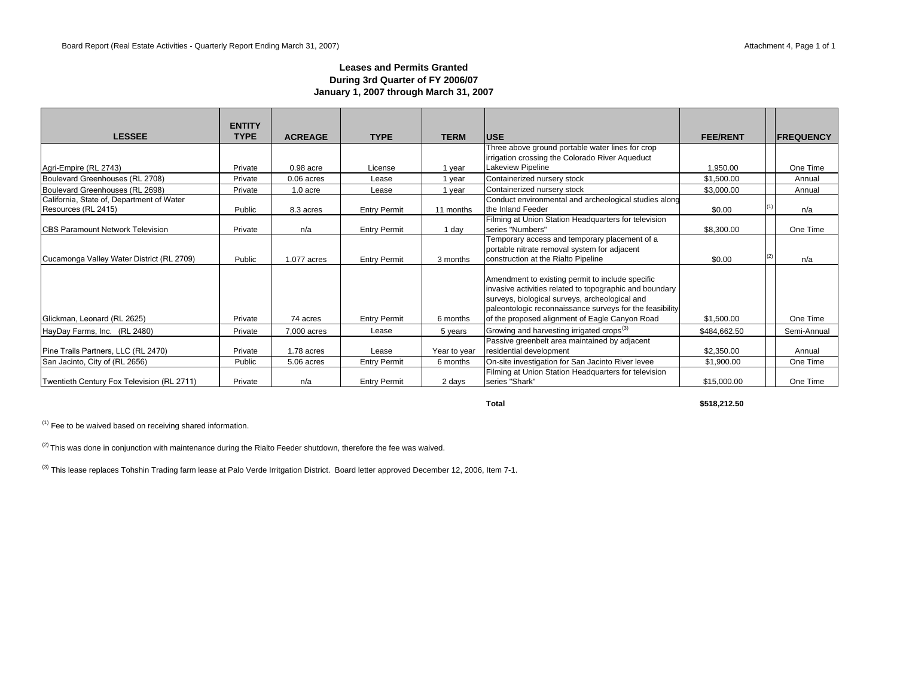### Leases and Permits Granted
### During 3rd Quarter of FY 2006/07
### January 1, 2007 through March 31, 2007

| LESSEE | ENTITY TYPE | ACREAGE | TYPE | TERM | USE | FEE/RENT | | FREQUENCY |
|---|---|---|---|---|---|---|---|---|
| Agri-Empire (RL 2743) | Private | 0.98 acre | License | 1 year | Three above ground portable water lines for crop irrigation crossing the Colorado River Aqueduct Lakeview Pipeline | 1,950.00 | | One Time |
| Boulevard Greenhouses (RL 2708) | Private | 0.06 acres | Lease | 1 year | Containerized nursery stock | $1,500.00 | | Annual |
| Boulevard Greenhouses (RL 2698) | Private | 1.0 acre | Lease | 1 year | Containerized nursery stock | $3,000.00 | | Annual |
| California, State of, Department of Water Resources (RL 2415) | Public | 8.3 acres | Entry Permit | 11 months | Conduct environmental and archeological studies along the Inland Feeder | $0.00 | (1) | n/a |
| CBS Paramount Network Television | Private | n/a | Entry Permit | 1 day | Filming at Union Station Headquarters for television series "Numbers" | $8,300.00 | | One Time |
| Cucamonga Valley Water District (RL 2709) | Public | 1.077 acres | Entry Permit | 3 months | Temporary access and temporary placement of a portable nitrate removal system for adjacent construction at the Rialto Pipeline | $0.00 | (2) | n/a |
| Glickman, Leonard (RL 2625) | Private | 74 acres | Entry Permit | 6 months | Amendment to existing permit to include specific invasive activities related to topographic and boundary surveys, biological surveys, archeological and paleontologic reconnaissance surveys for the feasibility of the proposed alignment of Eagle Canyon Road | $1,500.00 | | One Time |
| HayDay Farms, Inc. (RL 2480) | Private | 7,000 acres | Lease | 5 years | Growing and harvesting irrigated crops[3] | $484,662.50 | | Semi-Annual |
| Pine Trails Partners, LLC (RL 2470) | Private | 1.78 acres | Lease | Year to year | Passive greenbelt area maintained by adjacent residential development | $2,350.00 | | Annual |
| San Jacinto, City of (RL 2656) | Public | 5.06 acres | Entry Permit | 6 months | On-site investigation for San Jacinto River levee | $1,900.00 | | One Time |
| Twentieth Century Fox Television (RL 2711) | Private | n/a | Entry Permit | 2 days | Filming at Union Station Headquarters for television series "Shark" | $15,000.00 | | One Time |
| | | | | | **Total** | **$518,212.50** | | |

[1] Fee to be waived based on receiving shared information.

[2] This was done in conjunction with maintenance during the Rialto Feeder shutdown, therefore the fee was waived.

[3] This lease replaces Tohshin Trading farm lease at Palo Verde Irritgation District. Board letter approved December 12, 2006, Item 7-1.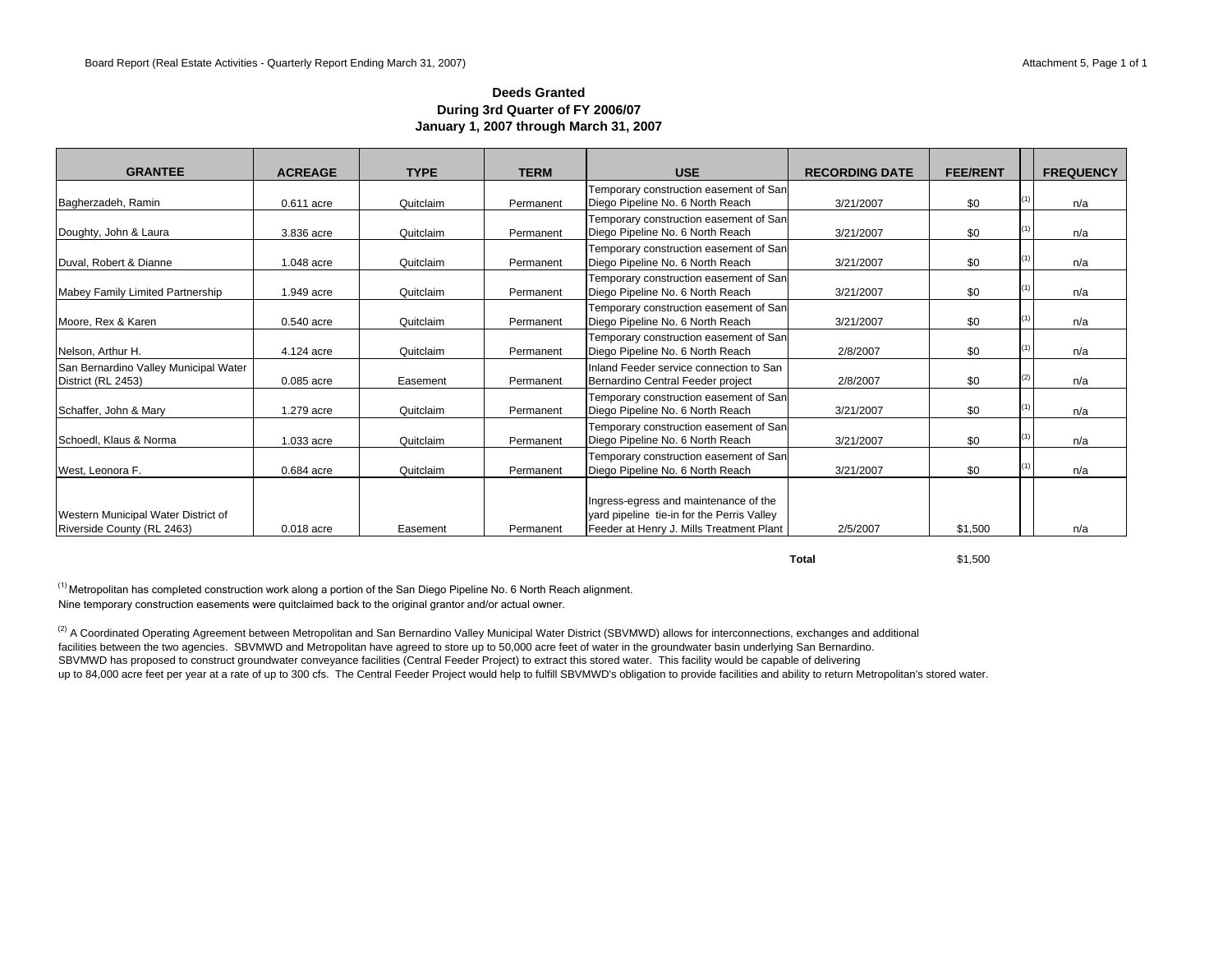## Deeds Granted
## During 3rd Quarter of FY 2006/07
## January 1, 2007 through March 31, 2007

| GRANTEE | ACREAGE | TYPE | TERM | USE | RECORDING DATE | FEE/RENT | | FREQUENCY |
|---|---|---|---|---|---|---|---|---|
| Bagherzadeh, Ramin | 0.611 acre | Quitclaim | Permanent | Temporary construction easement of San Diego Pipeline No. 6 North Reach | 3/21/2007 | $0 | (1) | n/a |
| Doughty, John & Laura | 3.836 acre | Quitclaim | Permanent | Temporary construction easement of San Diego Pipeline No. 6 North Reach | 3/21/2007 | $0 | (1) | n/a |
| Duval, Robert & Dianne | 1.048 acre | Quitclaim | Permanent | Temporary construction easement of San Diego Pipeline No. 6 North Reach | 3/21/2007 | $0 | (1) | n/a |
| Mabey Family Limited Partnership | 1.949 acre | Quitclaim | Permanent | Temporary construction easement of San Diego Pipeline No. 6 North Reach | 3/21/2007 | $0 | (1) | n/a |
| Moore, Rex & Karen | 0.540 acre | Quitclaim | Permanent | Temporary construction easement of San Diego Pipeline No. 6 North Reach | 3/21/2007 | $0 | (1) | n/a |
| Nelson, Arthur H. | 4.124 acre | Quitclaim | Permanent | Temporary construction easement of San Diego Pipeline No. 6 North Reach | 2/8/2007 | $0 | (1) | n/a |
| San Bernardino Valley Municipal Water District (RL 2453) | 0.085 acre | Easement | Permanent | Inland Feeder service connection to San Bernardino Central Feeder project | 2/8/2007 | $0 | (2) | n/a |
| Schaffer, John & Mary | 1.279 acre | Quitclaim | Permanent | Temporary construction easement of San Diego Pipeline No. 6 North Reach | 3/21/2007 | $0 | (1) | n/a |
| Schoedl, Klaus & Norma | 1.033 acre | Quitclaim | Permanent | Temporary construction easement of San Diego Pipeline No. 6 North Reach | 3/21/2007 | $0 | (1) | n/a |
| West, Leonora F. | 0.684 acre | Quitclaim | Permanent | Temporary construction easement of San Diego Pipeline No. 6 North Reach | 3/21/2007 | $0 | (1) | n/a |
| Western Municipal Water District of Riverside County (RL 2463) | 0.018 acre | Easement | Permanent | Ingress-egress and maintenance of the yard pipeline tie-in for the Perris Valley Feeder at Henry J. Mills Treatment Plant | 2/5/2007 | $1,500 | | n/a |
| | | | | | **Total** | $1,500 | | |

[1] Metropolitan has completed construction work along a portion of the San Diego Pipeline No. 6 North Reach alignment.
Nine temporary construction easements were quitclaimed back to the original grantor and/or actual owner.

[2] A Coordinated Operating Agreement between Metropolitan and San Bernardino Valley Municipal Water District (SBVMWD) allows for interconnections, exchanges and additional facilities between the two agencies. SBVMWD and Metropolitan have agreed to store up to 50,000 acre feet of water in the groundwater basin underlying San Bernardino. SBVMWD has proposed to construct groundwater conveyance facilities (Central Feeder Project) to extract this stored water. This facility would be capable of delivering up to 84,000 acre feet per year at a rate of up to 300 cfs. The Central Feeder Project would help to fulfill SBVMWD's obligation to provide facilities and ability to return Metropolitan's stored water.